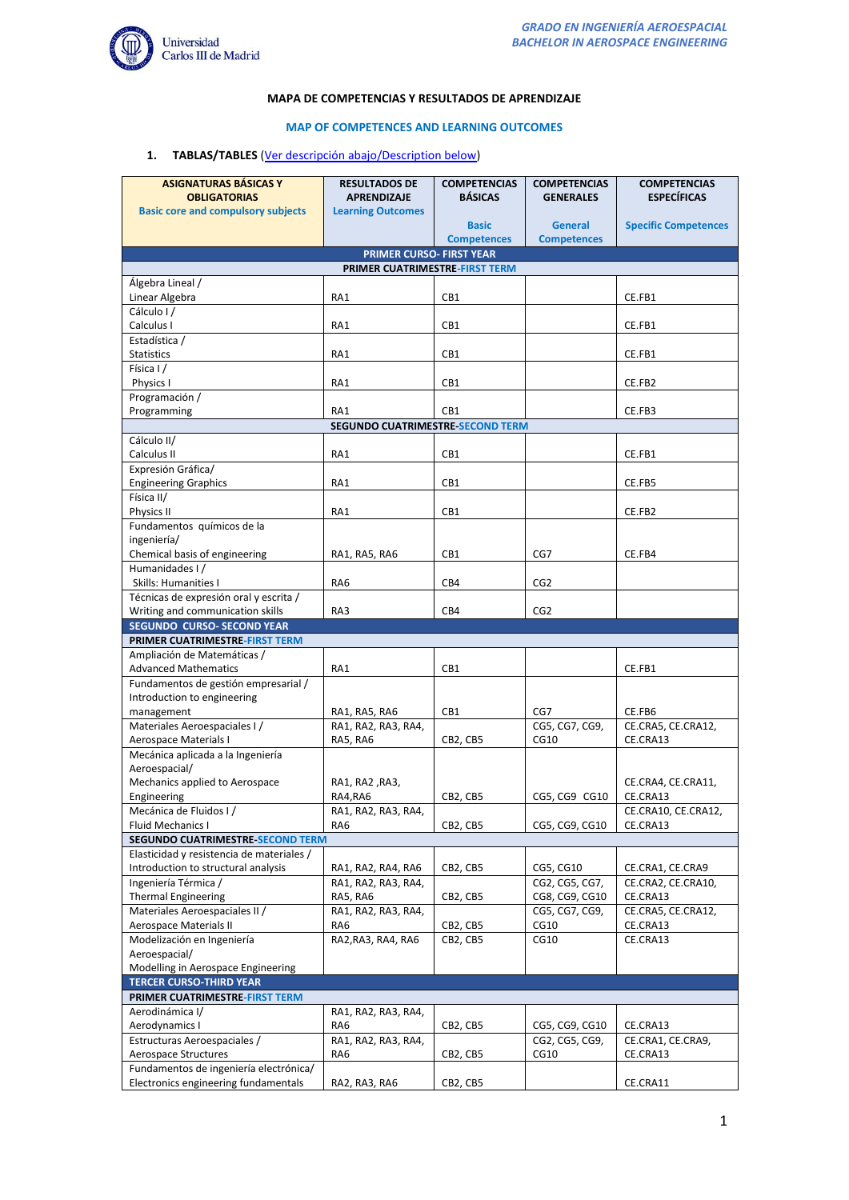MAPA DE COMPETENCIAS Y RESULTADOS DE APRENDIZAJE

MAP OF COMPETENCES AND LEARNING OUTCOMES

1. **TABLAS/TABLES** (Ver descripción abajo/Description below)

| ASIGNATURAS BÁSICAS Y OBLIGATORIAS Basic core and compulsory subjects | RESULTADOS DE APRENDIZAJE Learning Outcomes | COMPETENCIAS BÁSICAS Basic Competences | COMPETENCIAS GENERALES General Competences | COMPETENCIAS ESPECÍFICAS Specific Competences |
|---|---|---|---|---|
| **PRIMER CURSO- FIRST YEAR** | | | | |
| **PRIMER CUATRIMESTRE-FIRST TERM** | | | | |
| Álgebra Lineal / Linear Algebra | RA1 | CB1 | | CE.FB1 |
| Cálculo I / Calculus I | RA1 | CB1 | | CE.FB1 |
| Estadística / Statistics | RA1 | CB1 | | CE.FB1 |
| Física I / Physics I | RA1 | CB1 | | CE.FB2 |
| Programación / Programming | RA1 | CB1 | | CE.FB3 |
| **SEGUNDO CUATRIMESTRE-SECOND TERM** | | | | |
| Cálculo II/ Calculus II | RA1 | CB1 | | CE.FB1 |
| Expresión Gráfica/ Engineering Graphics | RA1 | CB1 | | CE.FB5 |
| Física II/ Physics II | RA1 | CB1 | | CE.FB2 |
| Fundamentos químicos de la ingeniería/ Chemical basis of engineering | RA1, RA5, RA6 | CB1 | CG7 | CE.FB4 |
| Humanidades I / Skills: Humanities I | RA6 | CB4 | CG2 | |
| Técnicas de expresión oral y escrita / Writing and communication skills | RA3 | CB4 | CG2 | |
| **SEGUNDO CURSO- SECOND YEAR** | | | | |
| **PRIMER CUATRIMESTRE-FIRST TERM** | | | | |
| Ampliación de Matemáticas / Advanced Mathematics | RA1 | CB1 | | CE.FB1 |
| Fundamentos de gestión empresarial / Introduction to engineering management | RA1, RA5, RA6 | CB1 | CG7 | CE.FB6 |
| Materiales Aeroespaciales I / Aerospace Materials I | RA1, RA2, RA3, RA4, RA5, RA6 | CB2, CB5 | CG5, CG7, CG9, CG10 | CE.CRA5, CE.CRA12, CE.CRA13 |
| Mecánica aplicada a la Ingeniería Aeroespacial/ Mechanics applied to Aerospace Engineering | RA1, RA2 ,RA3, RA4,RA6 | CB2, CB5 | CG5, CG9 CG10 | CE.CRA4, CE.CRA11, CE.CRA13 |
| Mecánica de Fluidos I / Fluid Mechanics I | RA1, RA2, RA3, RA4, RA6 | CB2, CB5 | CG5, CG9, CG10 | CE.CRA10, CE.CRA12, CE.CRA13 |
| **SEGUNDO CUATRIMESTRE-SECOND TERM** | | | | |
| Elasticidad y resistencia de materiales / Introduction to structural analysis | RA1, RA2, RA4, RA6 | CB2, CB5 | CG5, CG10 | CE.CRA1, CE.CRA9 |
| Ingeniería Térmica / Thermal Engineering | RA1, RA2, RA3, RA4, RA5, RA6 | CB2, CB5 | CG2, CG5, CG7, CG8, CG9, CG10 | CE.CRA2, CE.CRA10, CE.CRA13 |
| Materiales Aeroespaciales II / Aerospace Materials II | RA1, RA2, RA3, RA4, RA6 | CB2, CB5 | CG5, CG7, CG9, CG10 | CE.CRA5, CE.CRA12, CE.CRA13 |
| Modelización en Ingeniería Aeroespacial/ Modelling in Aerospace Engineering | RA2,RA3, RA4, RA6 | CB2, CB5 | CG10 | CE.CRA13 |
| **TERCER CURSO-THIRD YEAR** | | | | |
| **PRIMER CUATRIMESTRE-FIRST TERM** | | | | |
| Aerodinámica I/ Aerodynamics I | RA1, RA2, RA3, RA4, RA6 | CB2, CB5 | CG5, CG9, CG10 | CE.CRA13 |
| Estructuras Aeroespaciales / Aerospace Structures | RA1, RA2, RA3, RA4, RA6 | CB2, CB5 | CG2, CG5, CG9, CG10 | CE.CRA1, CE.CRA9, CE.CRA13 |
| Fundamentos de ingeniería electrónica/ Electronics engineering fundamentals | RA2, RA3, RA6 | CB2, CB5 | | CE.CRA11 |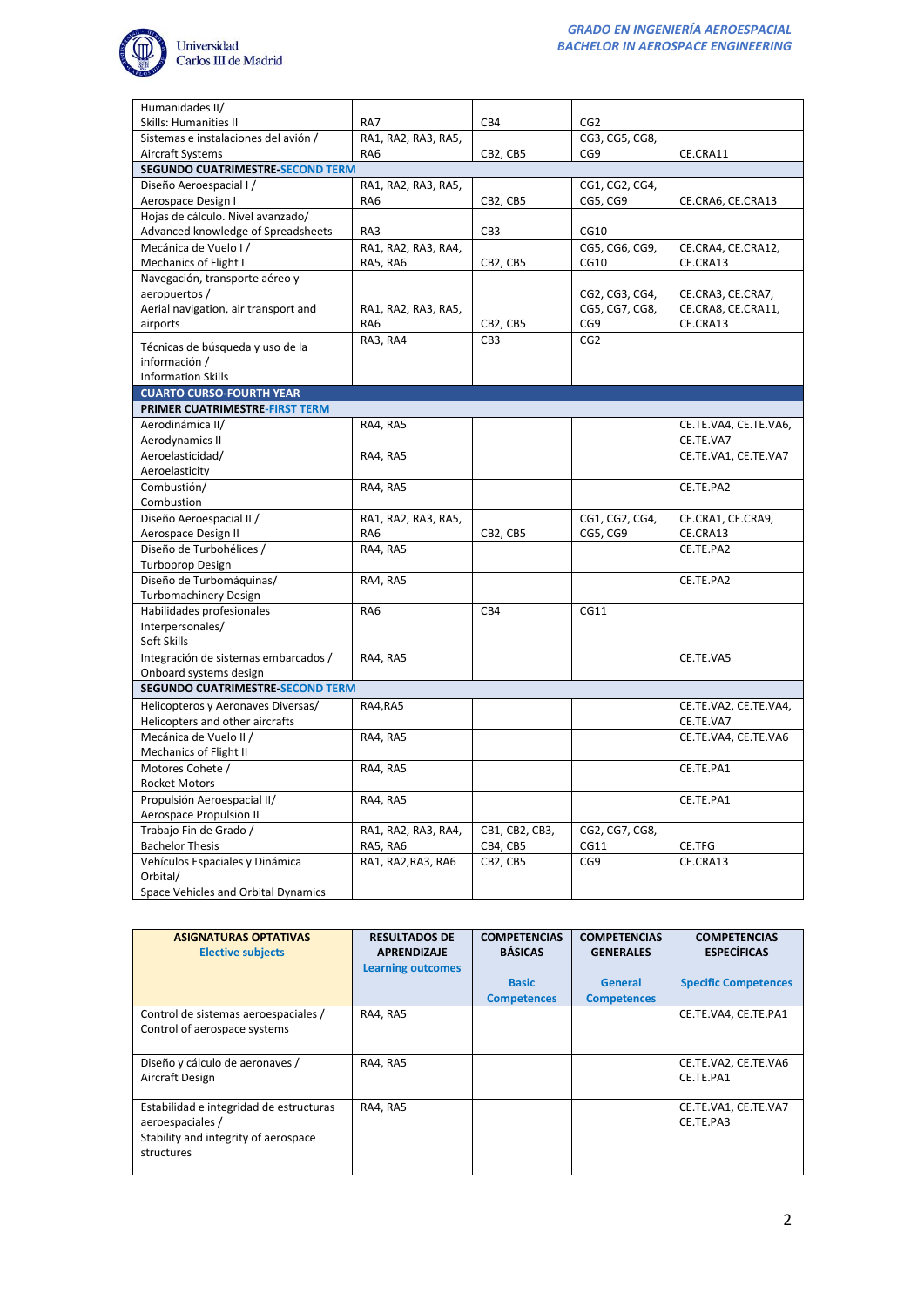| | | | | |
|---|---|---|---|---|
| Humanidades II/ Skills: Humanities II | RA7 | CB4 | CG2 | |
| Sistemas e instalaciones del avión / Aircraft Systems | RA1, RA2, RA3, RA5, RA6 | CB2, CB5 | CG3, CG5, CG8, CG9 | CE.CRA11 |
| **SEGUNDO CUATRIMESTRE-SECOND TERM** | | | | |
| Diseño Aeroespacial I / Aerospace Design I | RA1, RA2, RA3, RA5, RA6 | CB2, CB5 | CG1, CG2, CG4, CG5, CG9 | CE.CRA6, CE.CRA13 |
| Hojas de cálculo. Nivel avanzado/ Advanced knowledge of Spreadsheets | RA3 | CB3 | CG10 | |
| Mecánica de Vuelo I / Mechanics of Flight I | RA1, RA2, RA3, RA4, RA5, RA6 | CB2, CB5 | CG5, CG6, CG9, CG10 | CE.CRA4, CE.CRA12, CE.CRA13 |
| Navegación, transporte aéreo y aeropuertos / Aerial navigation, air transport and airports | RA1, RA2, RA3, RA5, RA6 | CB2, CB5 | CG2, CG3, CG4, CG5, CG7, CG8, CG9 | CE.CRA3, CE.CRA7, CE.CRA8, CE.CRA11, CE.CRA13 |
| Técnicas de búsqueda y uso de la información / Information Skills | RA3, RA4 | CB3 | CG2 | |
| **CUARTO CURSO-FOURTH YEAR** | | | | |
| **PRIMER CUATRIMESTRE-FIRST TERM** | | | | |
| Aerodinámica II/ Aerodynamics II | RA4, RA5 | | | CE.TE.VA4, CE.TE.VA6, CE.TE.VA7 |
| Aeroelasticidad/ Aeroelasticity | RA4, RA5 | | | CE.TE.VA1, CE.TE.VA7 |
| Combustión/ Combustion | RA4, RA5 | | | CE.TE.PA2 |
| Diseño Aeroespacial II / Aerospace Design II | RA1, RA2, RA3, RA5, RA6 | CB2, CB5 | CG1, CG2, CG4, CG5, CG9 | CE.CRA1, CE.CRA9, CE.CRA13 |
| Diseño de Turbohélices / Turboprop Design | RA4, RA5 | | | CE.TE.PA2 |
| Diseño de Turbomáquinas/ Turbomachinery Design | RA4, RA5 | | | CE.TE.PA2 |
| Habilidades profesionales Interpersonales/ Soft Skills | RA6 | CB4 | CG11 | |
| Integración de sistemas embarcados / Onboard systems design | RA4, RA5 | | | CE.TE.VA5 |
| **SEGUNDO CUATRIMESTRE-SECOND TERM** | | | | |
| Helicopteros y Aeronaves Diversas/ Helicopters and other aircrafts | RA4,RA5 | | | CE.TE.VA2, CE.TE.VA4, CE.TE.VA7 |
| Mecánica de Vuelo II / Mechanics of Flight II | RA4, RA5 | | | CE.TE.VA4, CE.TE.VA6 |
| Motores Cohete / Rocket Motors | RA4, RA5 | | | CE.TE.PA1 |
| Propulsión Aeroespacial II/ Aerospace Propulsion II | RA4, RA5 | | | CE.TE.PA1 |
| Trabajo Fin de Grado / Bachelor Thesis | RA1, RA2, RA3, RA4, RA5, RA6 | CB1, CB2, CB3, CB4, CB5 | CG2, CG7, CG8, CG11 | CE.TFG |
| Vehículos Espaciales y Dinámica Orbital/ Space Vehicles and Orbital Dynamics | RA1, RA2,RA3, RA6 | CB2, CB5 | CG9 | CE.CRA13 |

| **ASIGNATURAS OPTATIVAS** Elective subjects | **RESULTADOS DE APRENDIZAJE** Learning outcomes | **COMPETENCIAS BÁSICAS** Basic Competences | **COMPETENCIAS GENERALES** General Competences | **COMPETENCIAS ESPECÍFICAS** Specific Competences |
|---|---|---|---|---|
| Control de sistemas aeroespaciales / Control of aerospace systems | RA4, RA5 | | | CE.TE.VA4, CE.TE.PA1 |
| Diseño y cálculo de aeronaves / Aircraft Design | RA4, RA5 | | | CE.TE.VA2, CE.TE.VA6 CE.TE.PA1 |
| Estabilidad e integridad de estructuras aeroespaciales / Stability and integrity of aerospace structures | RA4, RA5 | | | CE.TE.VA1, CE.TE.VA7 CE.TE.PA3 |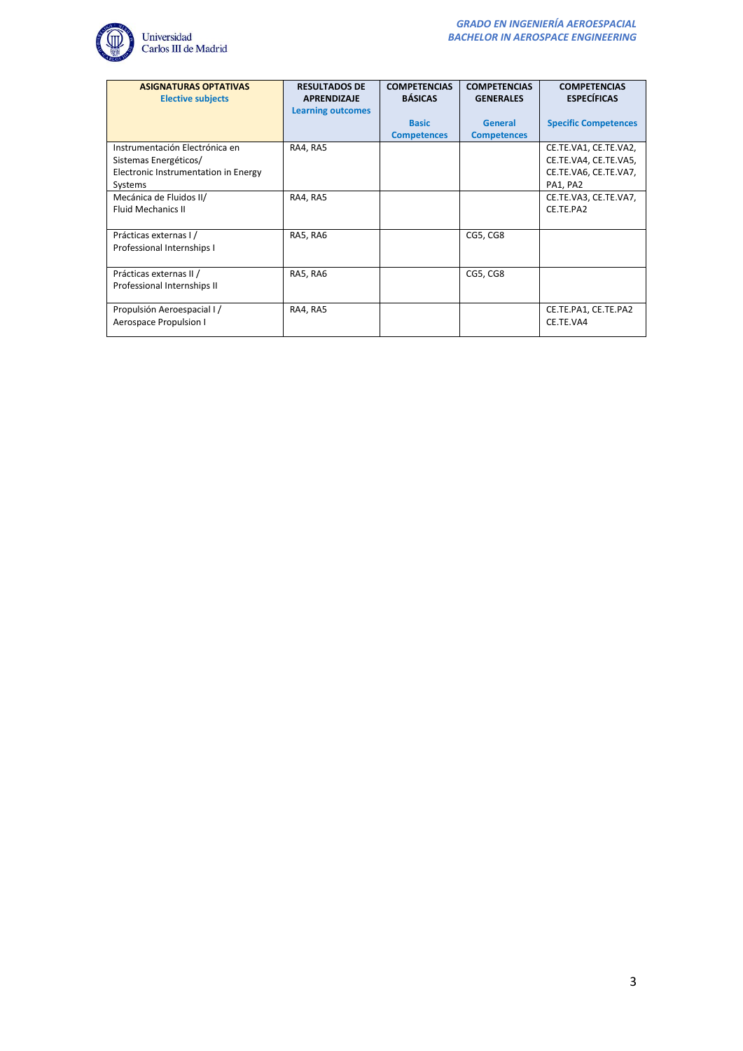| ASIGNATURAS OPTATIVAS Elective subjects | RESULTADOS DE APRENDIZAJE Learning outcomes | COMPETENCIAS BÁSICAS Basic Competences | COMPETENCIAS GENERALES General Competences | COMPETENCIAS ESPECÍFICAS Specific Competences |
|---|---|---|---|---|
| Instrumentación Electrónica en Sistemas Energéticos/ Electronic Instrumentation in Energy Systems | RA4, RA5 | | | CE.TE.VA1, CE.TE.VA2, CE.TE.VA4, CE.TE.VA5, CE.TE.VA6, CE.TE.VA7, PA1, PA2 |
| Mecánica de Fluidos II/ Fluid Mechanics II | RA4, RA5 | | | CE.TE.VA3, CE.TE.VA7, CE.TE.PA2 |
| Prácticas externas I / Professional Internships I | RA5, RA6 | | CG5, CG8 | |
| Prácticas externas II / Professional Internships II | RA5, RA6 | | CG5, CG8 | |
| Propulsión Aeroespacial I / Aerospace Propulsion I | RA4, RA5 | | | CE.TE.PA1, CE.TE.PA2 CE.TE.VA4 |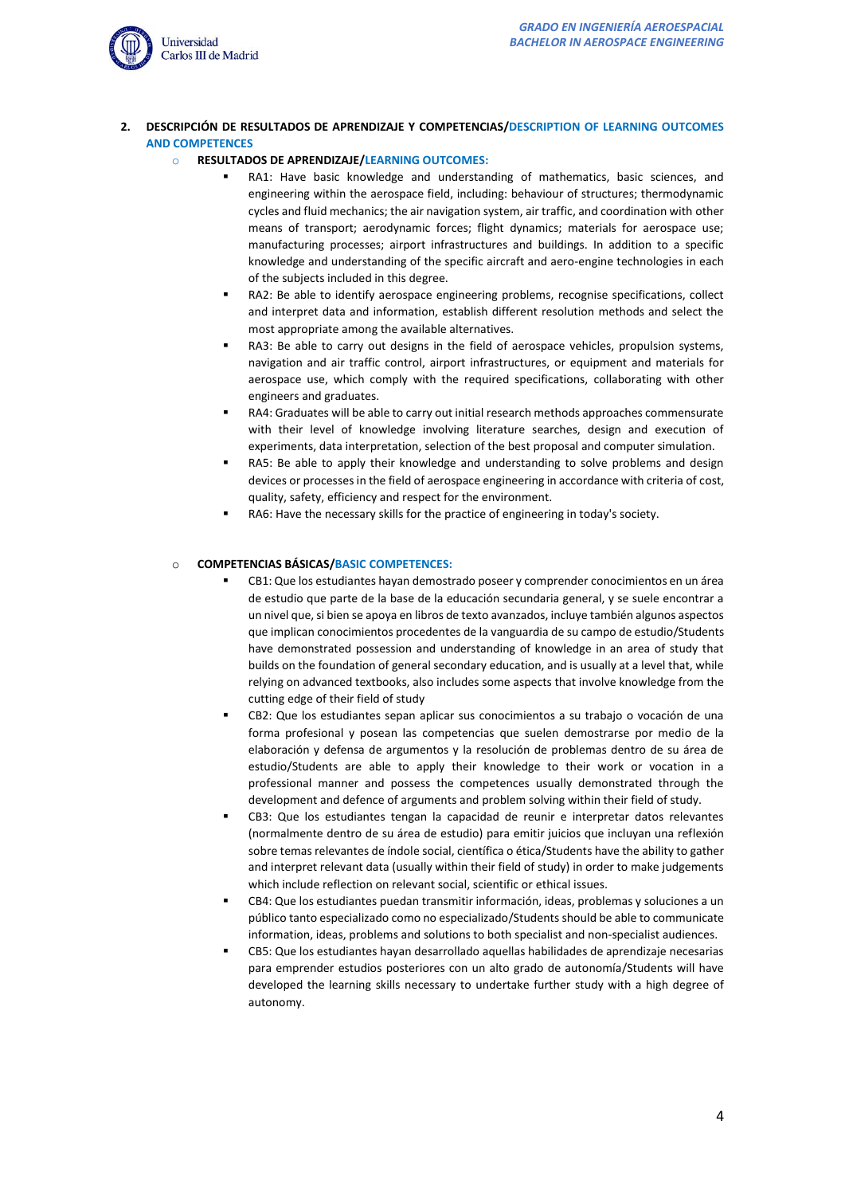## 2. DESCRIPCIÓN DE RESULTADOS DE APRENDIZAJE Y COMPETENCIAS/DESCRIPTION OF LEARNING OUTCOMES AND COMPETENCES

- **RESULTADOS DE APRENDIZAJE/LEARNING OUTCOMES:**
  - RA1: Have basic knowledge and understanding of mathematics, basic sciences, and engineering within the aerospace field, including: behaviour of structures; thermodynamic cycles and fluid mechanics; the air navigation system, air traffic, and coordination with other means of transport; aerodynamic forces; flight dynamics; materials for aerospace use; manufacturing processes; airport infrastructures and buildings. In addition to a specific knowledge and understanding of the specific aircraft and aero-engine technologies in each of the subjects included in this degree.
  - RA2: Be able to identify aerospace engineering problems, recognise specifications, collect and interpret data and information, establish different resolution methods and select the most appropriate among the available alternatives.
  - RA3: Be able to carry out designs in the field of aerospace vehicles, propulsion systems, navigation and air traffic control, airport infrastructures, or equipment and materials for aerospace use, which comply with the required specifications, collaborating with other engineers and graduates.
  - RA4: Graduates will be able to carry out initial research methods approaches commensurate with their level of knowledge involving literature searches, design and execution of experiments, data interpretation, selection of the best proposal and computer simulation.
  - RA5: Be able to apply their knowledge and understanding to solve problems and design devices or processes in the field of aerospace engineering in accordance with criteria of cost, quality, safety, efficiency and respect for the environment.
  - RA6: Have the necessary skills for the practice of engineering in today's society.

- **COMPETENCIAS BÁSICAS/BASIC COMPETENCES:**
  - CB1: Que los estudiantes hayan demostrado poseer y comprender conocimientos en un área de estudio que parte de la base de la educación secundaria general, y se suele encontrar a un nivel que, si bien se apoya en libros de texto avanzados, incluye también algunos aspectos que implican conocimientos procedentes de la vanguardia de su campo de estudio/Students have demonstrated possession and understanding of knowledge in an area of study that builds on the foundation of general secondary education, and is usually at a level that, while relying on advanced textbooks, also includes some aspects that involve knowledge from the cutting edge of their field of study
  - CB2: Que los estudiantes sepan aplicar sus conocimientos a su trabajo o vocación de una forma profesional y posean las competencias que suelen demostrarse por medio de la elaboración y defensa de argumentos y la resolución de problemas dentro de su área de estudio/Students are able to apply their knowledge to their work or vocation in a professional manner and possess the competences usually demonstrated through the development and defence of arguments and problem solving within their field of study.
  - CB3: Que los estudiantes tengan la capacidad de reunir e interpretar datos relevantes (normalmente dentro de su área de estudio) para emitir juicios que incluyan una reflexión sobre temas relevantes de índole social, científica o ética/Students have the ability to gather and interpret relevant data (usually within their field of study) in order to make judgements which include reflection on relevant social, scientific or ethical issues.
  - CB4: Que los estudiantes puedan transmitir información, ideas, problemas y soluciones a un público tanto especializado como no especializado/Students should be able to communicate information, ideas, problems and solutions to both specialist and non-specialist audiences.
  - CB5: Que los estudiantes hayan desarrollado aquellas habilidades de aprendizaje necesarias para emprender estudios posteriores con un alto grado de autonomía/Students will have developed the learning skills necessary to undertake further study with a high degree of autonomy.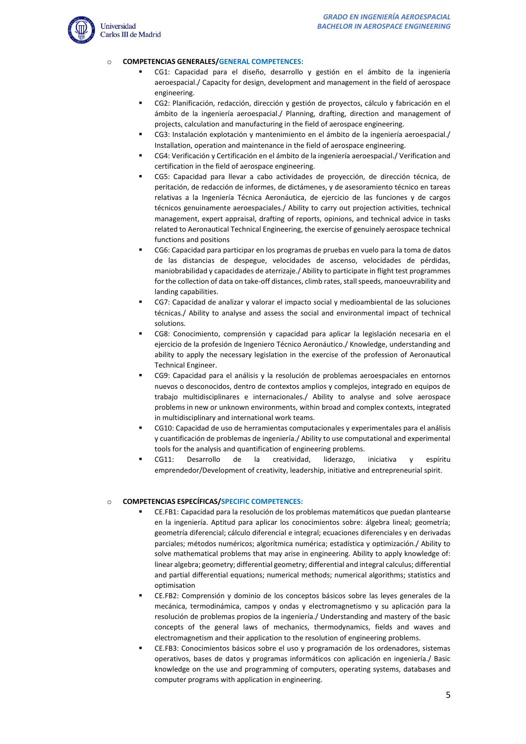- **COMPETENCIAS GENERALES/GENERAL COMPETENCES:**
  - CG1: Capacidad para el diseño, desarrollo y gestión en el ámbito de la ingeniería aeroespacial./ Capacity for design, development and management in the field of aerospace engineering.
  - CG2: Planificación, redacción, dirección y gestión de proyectos, cálculo y fabricación en el ámbito de la ingeniería aeroespacial./ Planning, drafting, direction and management of projects, calculation and manufacturing in the field of aerospace engineering.
  - CG3: Instalación explotación y mantenimiento en el ámbito de la ingeniería aeroespacial./ Installation, operation and maintenance in the field of aerospace engineering.
  - CG4: Verificación y Certificación en el ámbito de la ingeniería aeroespacial./ Verification and certification in the field of aerospace engineering.
  - CG5: Capacidad para llevar a cabo actividades de proyección, de dirección técnica, de peritación, de redacción de informes, de dictámenes, y de asesoramiento técnico en tareas relativas a la Ingeniería Técnica Aeronáutica, de ejercicio de las funciones y de cargos técnicos genuinamente aeroespaciales./ Ability to carry out projection activities, technical management, expert appraisal, drafting of reports, opinions, and technical advice in tasks related to Aeronautical Technical Engineering, the exercise of genuinely aerospace technical functions and positions
  - CG6: Capacidad para participar en los programas de pruebas en vuelo para la toma de datos de las distancias de despegue, velocidades de ascenso, velocidades de pérdidas, maniobrabilidad y capacidades de aterrizaje./ Ability to participate in flight test programmes for the collection of data on take-off distances, climb rates, stall speeds, manoeuvrability and landing capabilities.
  - CG7: Capacidad de analizar y valorar el impacto social y medioambiental de las soluciones técnicas./ Ability to analyse and assess the social and environmental impact of technical solutions.
  - CG8: Conocimiento, comprensión y capacidad para aplicar la legislación necesaria en el ejercicio de la profesión de Ingeniero Técnico Aeronáutico./ Knowledge, understanding and ability to apply the necessary legislation in the exercise of the profession of Aeronautical Technical Engineer.
  - CG9: Capacidad para el análisis y la resolución de problemas aeroespaciales en entornos nuevos o desconocidos, dentro de contextos amplios y complejos, integrado en equipos de trabajo multidisciplinares e internacionales./ Ability to analyse and solve aerospace problems in new or unknown environments, within broad and complex contexts, integrated in multidisciplinary and international work teams.
  - CG10: Capacidad de uso de herramientas computacionales y experimentales para el análisis y cuantificación de problemas de ingeniería./ Ability to use computational and experimental tools for the analysis and quantification of engineering problems.
  - CG11: Desarrollo de la creatividad, liderazgo, iniciativa y espíritu emprendedor/Development of creativity, leadership, initiative and entrepreneurial spirit.

- **COMPETENCIAS ESPECÍFICAS/SPECIFIC COMPETENCES:**
  - CE.FB1: Capacidad para la resolución de los problemas matemáticos que puedan plantearse en la ingeniería. Aptitud para aplicar los conocimientos sobre: álgebra lineal; geometría; geometría diferencial; cálculo diferencial e integral; ecuaciones diferenciales y en derivadas parciales; métodos numéricos; algorítmica numérica; estadística y optimización./ Ability to solve mathematical problems that may arise in engineering. Ability to apply knowledge of: linear algebra; geometry; differential geometry; differential and integral calculus; differential and partial differential equations; numerical methods; numerical algorithms; statistics and optimisation
  - CE.FB2: Comprensión y dominio de los conceptos básicos sobre las leyes generales de la mecánica, termodinámica, campos y ondas y electromagnetismo y su aplicación para la resolución de problemas propios de la ingeniería./ Understanding and mastery of the basic concepts of the general laws of mechanics, thermodynamics, fields and waves and electromagnetism and their application to the resolution of engineering problems.
  - CE.FB3: Conocimientos básicos sobre el uso y programación de los ordenadores, sistemas operativos, bases de datos y programas informáticos con aplicación en ingeniería./ Basic knowledge on the use and programming of computers, operating systems, databases and computer programs with application in engineering.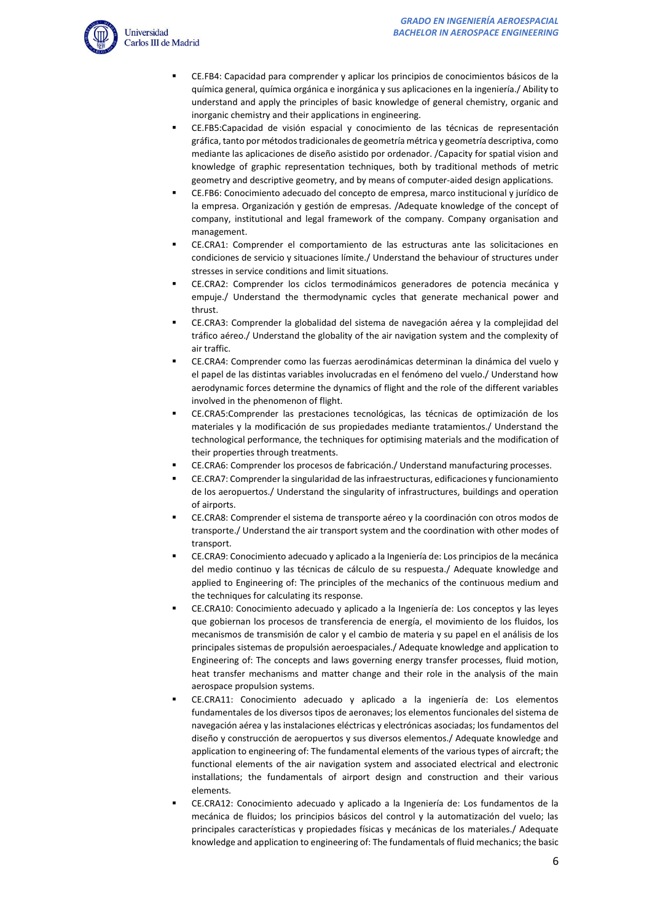- CE.FB4: Capacidad para comprender y aplicar los principios de conocimientos básicos de la química general, química orgánica e inorgánica y sus aplicaciones en la ingeniería./ Ability to understand and apply the principles of basic knowledge of general chemistry, organic and inorganic chemistry and their applications in engineering.
- CE.FB5:Capacidad de visión espacial y conocimiento de las técnicas de representación gráfica, tanto por métodos tradicionales de geometría métrica y geometría descriptiva, como mediante las aplicaciones de diseño asistido por ordenador. /Capacity for spatial vision and knowledge of graphic representation techniques, both by traditional methods of metric geometry and descriptive geometry, and by means of computer-aided design applications.
- CE.FB6: Conocimiento adecuado del concepto de empresa, marco institucional y jurídico de la empresa. Organización y gestión de empresas. /Adequate knowledge of the concept of company, institutional and legal framework of the company. Company organisation and management.
- CE.CRA1: Comprender el comportamiento de las estructuras ante las solicitaciones en condiciones de servicio y situaciones límite./ Understand the behaviour of structures under stresses in service conditions and limit situations.
- CE.CRA2: Comprender los ciclos termodinámicos generadores de potencia mecánica y empuje./ Understand the thermodynamic cycles that generate mechanical power and thrust.
- CE.CRA3: Comprender la globalidad del sistema de navegación aérea y la complejidad del tráfico aéreo./ Understand the globality of the air navigation system and the complexity of air traffic.
- CE.CRA4: Comprender como las fuerzas aerodinámicas determinan la dinámica del vuelo y el papel de las distintas variables involucradas en el fenómeno del vuelo./ Understand how aerodynamic forces determine the dynamics of flight and the role of the different variables involved in the phenomenon of flight.
- CE.CRA5:Comprender las prestaciones tecnológicas, las técnicas de optimización de los materiales y la modificación de sus propiedades mediante tratamientos./ Understand the technological performance, the techniques for optimising materials and the modification of their properties through treatments.
- CE.CRA6: Comprender los procesos de fabricación./ Understand manufacturing processes.
- CE.CRA7: Comprender la singularidad de las infraestructuras, edificaciones y funcionamiento de los aeropuertos./ Understand the singularity of infrastructures, buildings and operation of airports.
- CE.CRA8: Comprender el sistema de transporte aéreo y la coordinación con otros modos de transporte./ Understand the air transport system and the coordination with other modes of transport.
- CE.CRA9: Conocimiento adecuado y aplicado a la Ingeniería de: Los principios de la mecánica del medio continuo y las técnicas de cálculo de su respuesta./ Adequate knowledge and applied to Engineering of: The principles of the mechanics of the continuous medium and the techniques for calculating its response.
- CE.CRA10: Conocimiento adecuado y aplicado a la Ingeniería de: Los conceptos y las leyes que gobiernan los procesos de transferencia de energía, el movimiento de los fluidos, los mecanismos de transmisión de calor y el cambio de materia y su papel en el análisis de los principales sistemas de propulsión aeroespaciales./ Adequate knowledge and application to Engineering of: The concepts and laws governing energy transfer processes, fluid motion, heat transfer mechanisms and matter change and their role in the analysis of the main aerospace propulsion systems.
- CE.CRA11: Conocimiento adecuado y aplicado a la ingeniería de: Los elementos fundamentales de los diversos tipos de aeronaves; los elementos funcionales del sistema de navegación aérea y las instalaciones eléctricas y electrónicas asociadas; los fundamentos del diseño y construcción de aeropuertos y sus diversos elementos./ Adequate knowledge and application to engineering of: The fundamental elements of the various types of aircraft; the functional elements of the air navigation system and associated electrical and electronic installations; the fundamentals of airport design and construction and their various elements.
- CE.CRA12: Conocimiento adecuado y aplicado a la Ingeniería de: Los fundamentos de la mecánica de fluidos; los principios básicos del control y la automatización del vuelo; las principales características y propiedades físicas y mecánicas de los materiales./ Adequate knowledge and application to engineering of: The fundamentals of fluid mechanics; the basic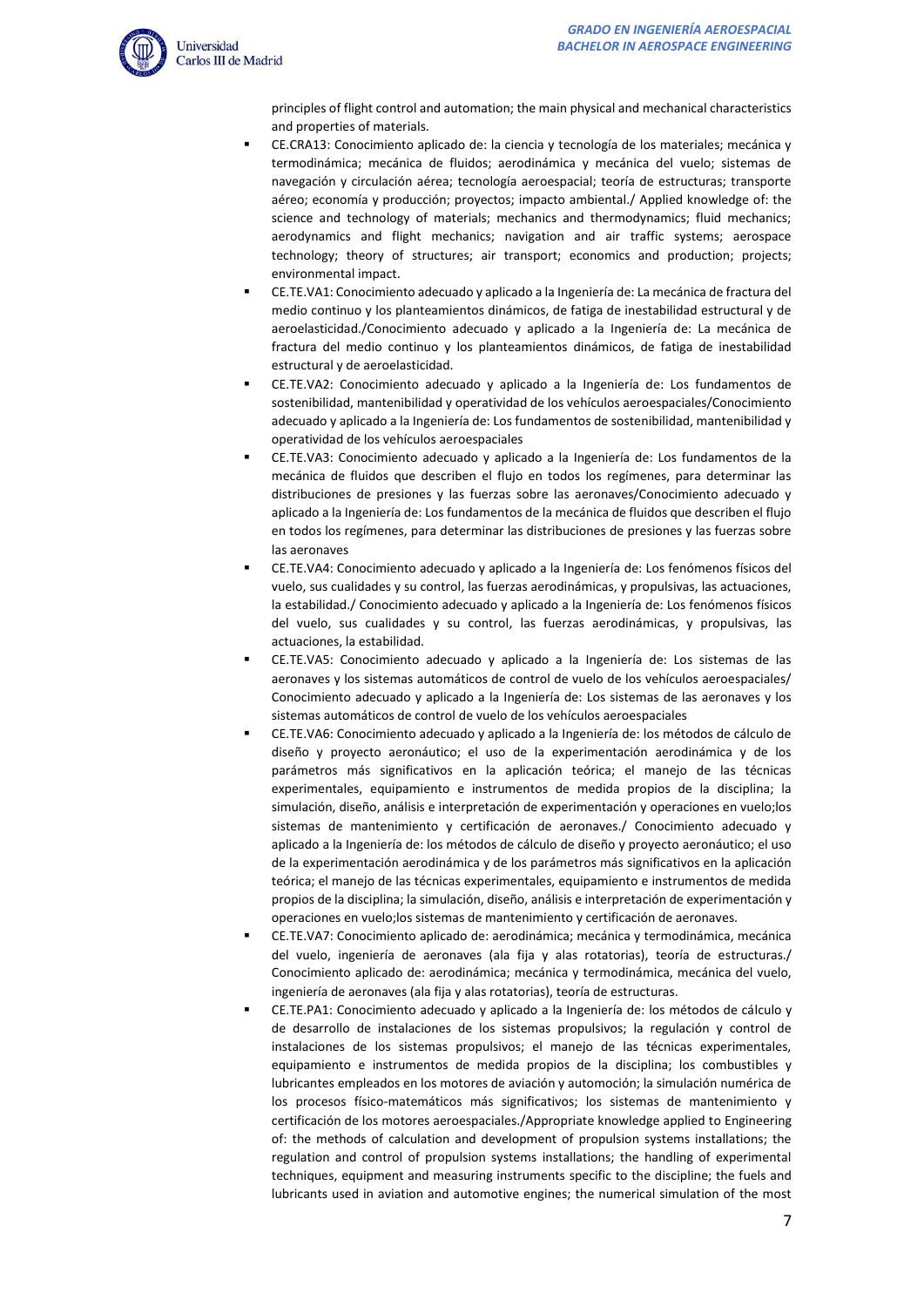principles of flight control and automation; the main physical and mechanical characteristics and properties of materials.

- CE.CRA13: Conocimiento aplicado de: la ciencia y tecnología de los materiales; mecánica y termodinámica; mecánica de fluidos; aerodinámica y mecánica del vuelo; sistemas de navegación y circulación aérea; tecnología aeroespacial; teoría de estructuras; transporte aéreo; economía y producción; proyectos; impacto ambiental./ Applied knowledge of: the science and technology of materials; mechanics and thermodynamics; fluid mechanics; aerodynamics and flight mechanics; navigation and air traffic systems; aerospace technology; theory of structures; air transport; economics and production; projects; environmental impact.
- CE.TE.VA1: Conocimiento adecuado y aplicado a la Ingeniería de: La mecánica de fractura del medio continuo y los planteamientos dinámicos, de fatiga de inestabilidad estructural y de aeroelasticidad./Conocimiento adecuado y aplicado a la Ingeniería de: La mecánica de fractura del medio continuo y los planteamientos dinámicos, de fatiga de inestabilidad estructural y de aeroelasticidad.
- CE.TE.VA2: Conocimiento adecuado y aplicado a la Ingeniería de: Los fundamentos de sostenibilidad, mantenibilidad y operatividad de los vehículos aeroespaciales/Conocimiento adecuado y aplicado a la Ingeniería de: Los fundamentos de sostenibilidad, mantenibilidad y operatividad de los vehículos aeroespaciales
- CE.TE.VA3: Conocimiento adecuado y aplicado a la Ingeniería de: Los fundamentos de la mecánica de fluidos que describen el flujo en todos los regímenes, para determinar las distribuciones de presiones y las fuerzas sobre las aeronaves/Conocimiento adecuado y aplicado a la Ingeniería de: Los fundamentos de la mecánica de fluidos que describen el flujo en todos los regímenes, para determinar las distribuciones de presiones y las fuerzas sobre las aeronaves
- CE.TE.VA4: Conocimiento adecuado y aplicado a la Ingeniería de: Los fenómenos físicos del vuelo, sus cualidades y su control, las fuerzas aerodinámicas, y propulsivas, las actuaciones, la estabilidad./ Conocimiento adecuado y aplicado a la Ingeniería de: Los fenómenos físicos del vuelo, sus cualidades y su control, las fuerzas aerodinámicas, y propulsivas, las actuaciones, la estabilidad.
- CE.TE.VA5: Conocimiento adecuado y aplicado a la Ingeniería de: Los sistemas de las aeronaves y los sistemas automáticos de control de vuelo de los vehículos aeroespaciales/ Conocimiento adecuado y aplicado a la Ingeniería de: Los sistemas de las aeronaves y los sistemas automáticos de control de vuelo de los vehículos aeroespaciales
- CE.TE.VA6: Conocimiento adecuado y aplicado a la Ingeniería de: los métodos de cálculo de diseño y proyecto aeronáutico; el uso de la experimentación aerodinámica y de los parámetros más significativos en la aplicación teórica; el manejo de las técnicas experimentales, equipamiento e instrumentos de medida propios de la disciplina; la simulación, diseño, análisis e interpretación de experimentación y operaciones en vuelo;los sistemas de mantenimiento y certificación de aeronaves./ Conocimiento adecuado y aplicado a la Ingeniería de: los métodos de cálculo de diseño y proyecto aeronáutico; el uso de la experimentación aerodinámica y de los parámetros más significativos en la aplicación teórica; el manejo de las técnicas experimentales, equipamiento e instrumentos de medida propios de la disciplina; la simulación, diseño, análisis e interpretación de experimentación y operaciones en vuelo;los sistemas de mantenimiento y certificación de aeronaves.
- CE.TE.VA7: Conocimiento aplicado de: aerodinámica; mecánica y termodinámica, mecánica del vuelo, ingeniería de aeronaves (ala fija y alas rotatorias), teoría de estructuras./ Conocimiento aplicado de: aerodinámica; mecánica y termodinámica, mecánica del vuelo, ingeniería de aeronaves (ala fija y alas rotatorias), teoría de estructuras.
- CE.TE.PA1: Conocimiento adecuado y aplicado a la Ingeniería de: los métodos de cálculo y de desarrollo de instalaciones de los sistemas propulsivos; la regulación y control de instalaciones de los sistemas propulsivos; el manejo de las técnicas experimentales, equipamiento e instrumentos de medida propios de la disciplina; los combustibles y lubricantes empleados en los motores de aviación y automoción; la simulación numérica de los procesos físico-matemáticos más significativos; los sistemas de mantenimiento y certificación de los motores aeroespaciales./Appropriate knowledge applied to Engineering of: the methods of calculation and development of propulsion systems installations; the regulation and control of propulsion systems installations; the handling of experimental techniques, equipment and measuring instruments specific to the discipline; the fuels and lubricants used in aviation and automotive engines; the numerical simulation of the most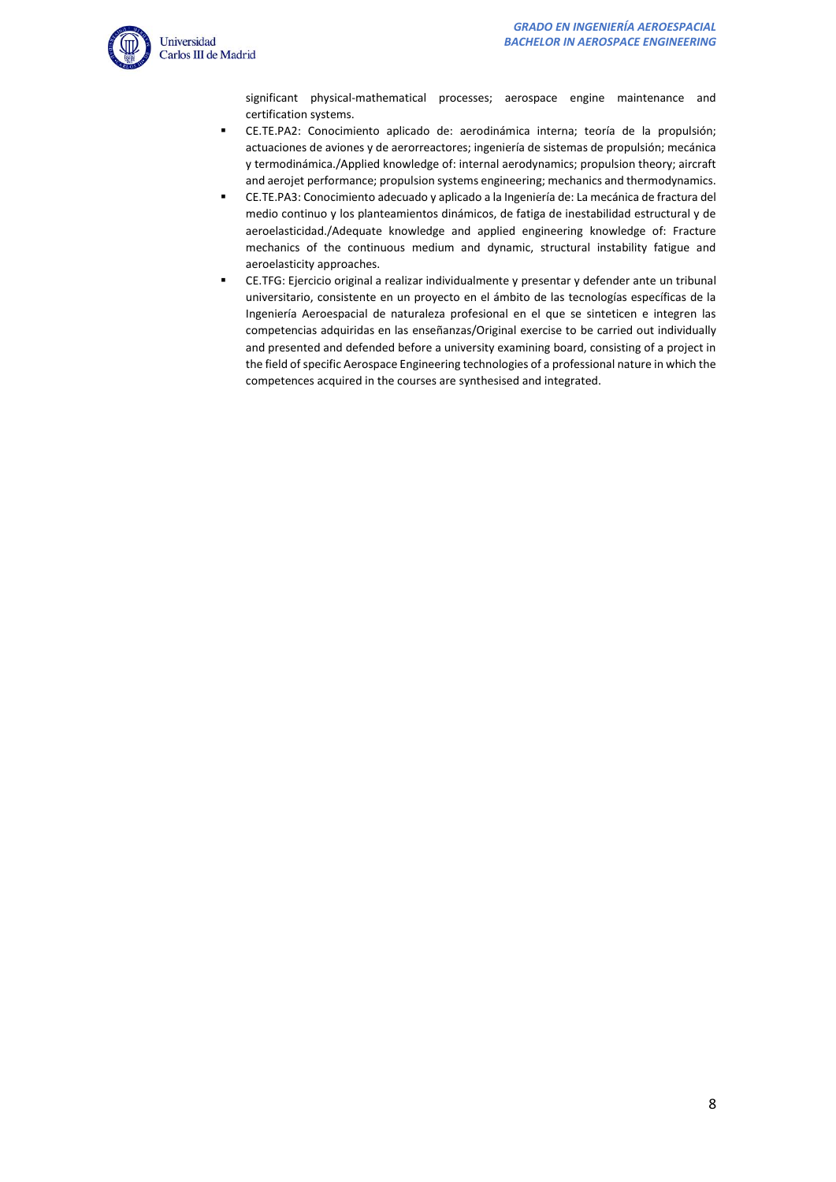significant physical-mathematical processes; aerospace engine maintenance and certification systems.

- CE.TE.PA2: Conocimiento aplicado de: aerodinámica interna; teoría de la propulsión; actuaciones de aviones y de aerorreactores; ingeniería de sistemas de propulsión; mecánica y termodinámica./Applied knowledge of: internal aerodynamics; propulsion theory; aircraft and aerojet performance; propulsion systems engineering; mechanics and thermodynamics.
- CE.TE.PA3: Conocimiento adecuado y aplicado a la Ingeniería de: La mecánica de fractura del medio continuo y los planteamientos dinámicos, de fatiga de inestabilidad estructural y de aeroelasticidad./Adequate knowledge and applied engineering knowledge of: Fracture mechanics of the continuous medium and dynamic, structural instability fatigue and aeroelasticity approaches.
- CE.TFG: Ejercicio original a realizar individualmente y presentar y defender ante un tribunal universitario, consistente en un proyecto en el ámbito de las tecnologías específicas de la Ingeniería Aeroespacial de naturaleza profesional en el que se sinteticen e integren las competencias adquiridas en las enseñanzas/Original exercise to be carried out individually and presented and defended before a university examining board, consisting of a project in the field of specific Aerospace Engineering technologies of a professional nature in which the competences acquired in the courses are synthesised and integrated.